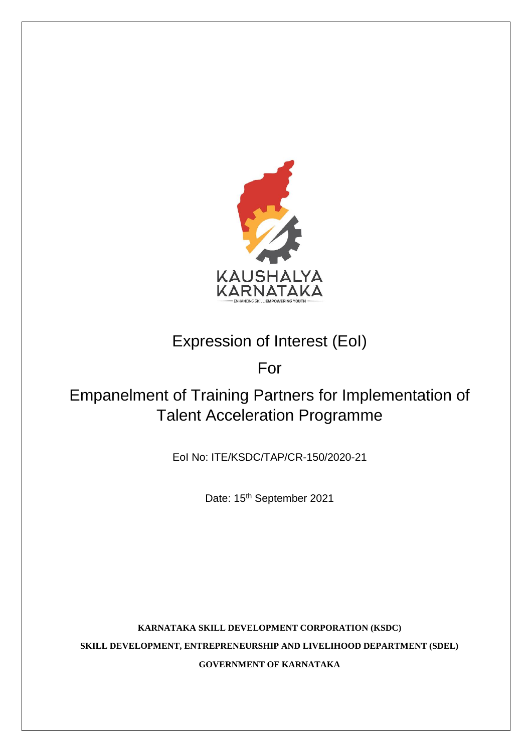KAUSHALYA KARNATAKA

ENHANCING SKILL EMPOWERING YOUTH

# Expression of Interest (EoI)

For

# Empanelment of Training Partners for Implementation of Talent Acceleration Programme

EoI No: ITE/KSDC/TAP/CR-150/2020-21

Date: 15th September 2021

**KARNATAKA SKILL DEVELOPMENT CORPORATION (KSDC)**

**SKILL DEVELOPMENT, ENTREPRENEURSHIP AND LIVELIHOOD DEPARTMENT (SDEL)**

**GOVERNMENT OF KARNATAKA**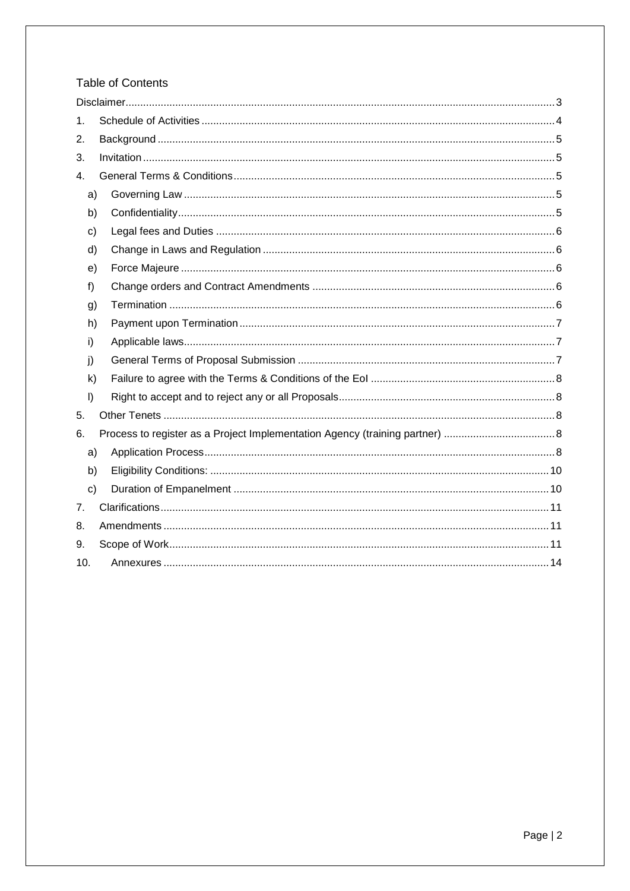## Table of Contents

Disclaimer ..... 3

1. Schedule of Activities ..... 4
2. Background ..... 5
3. Invitation ..... 5
4. General Terms & Conditions ..... 5
   - a) Governing Law ..... 5
   - b) Confidentiality ..... 5
   - c) Legal fees and Duties ..... 6
   - d) Change in Laws and Regulation ..... 6
   - e) Force Majeure ..... 6
   - f) Change orders and Contract Amendments ..... 6
   - g) Termination ..... 6
   - h) Payment upon Termination ..... 7
   - i) Applicable laws ..... 7
   - j) General Terms of Proposal Submission ..... 7
   - k) Failure to agree with the Terms & Conditions of the EoI ..... 8
   - l) Right to accept and to reject any or all Proposals ..... 8
5. Other Tenets ..... 8
6. Process to register as a Project Implementation Agency (training partner) ..... 8
   - a) Application Process ..... 8
   - b) Eligibility Conditions: ..... 10
   - c) Duration of Empanelment ..... 10
7. Clarifications ..... 11
8. Amendments ..... 11
9. Scope of Work ..... 11
10. Annexures ..... 14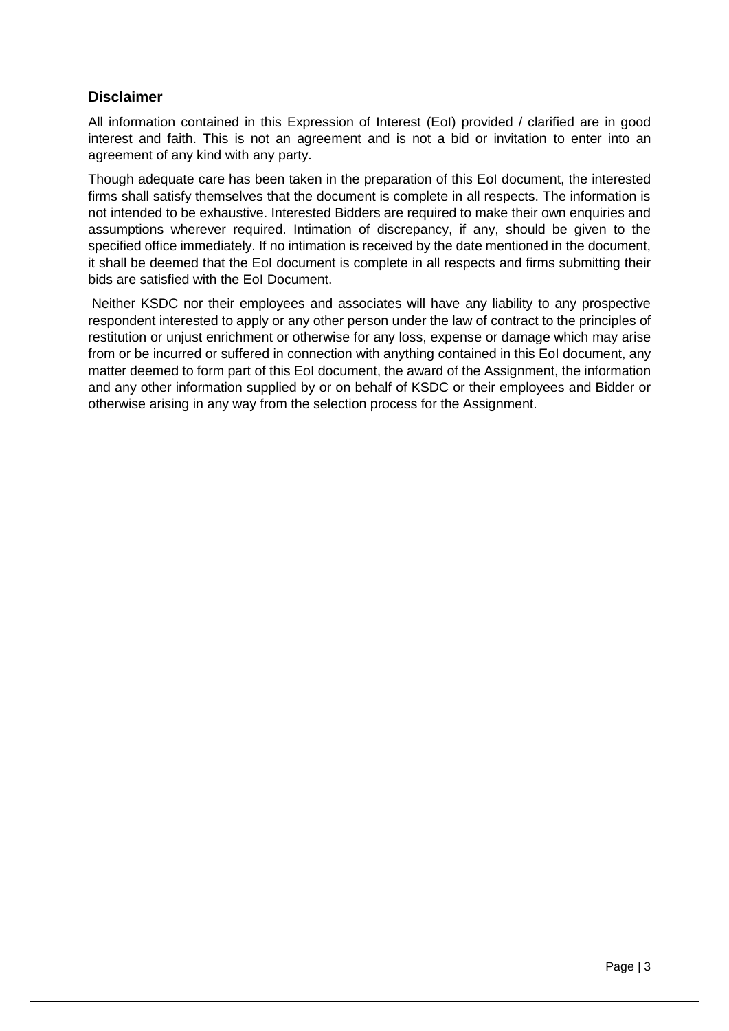## Disclaimer

All information contained in this Expression of Interest (EoI) provided / clarified are in good interest and faith. This is not an agreement and is not a bid or invitation to enter into an agreement of any kind with any party.

Though adequate care has been taken in the preparation of this EoI document, the interested firms shall satisfy themselves that the document is complete in all respects. The information is not intended to be exhaustive. Interested Bidders are required to make their own enquiries and assumptions wherever required. Intimation of discrepancy, if any, should be given to the specified office immediately. If no intimation is received by the date mentioned in the document, it shall be deemed that the EoI document is complete in all respects and firms submitting their bids are satisfied with the EoI Document.

Neither KSDC nor their employees and associates will have any liability to any prospective respondent interested to apply or any other person under the law of contract to the principles of restitution or unjust enrichment or otherwise for any loss, expense or damage which may arise from or be incurred or suffered in connection with anything contained in this EoI document, any matter deemed to form part of this EoI document, the award of the Assignment, the information and any other information supplied by or on behalf of KSDC or their employees and Bidder or otherwise arising in any way from the selection process for the Assignment.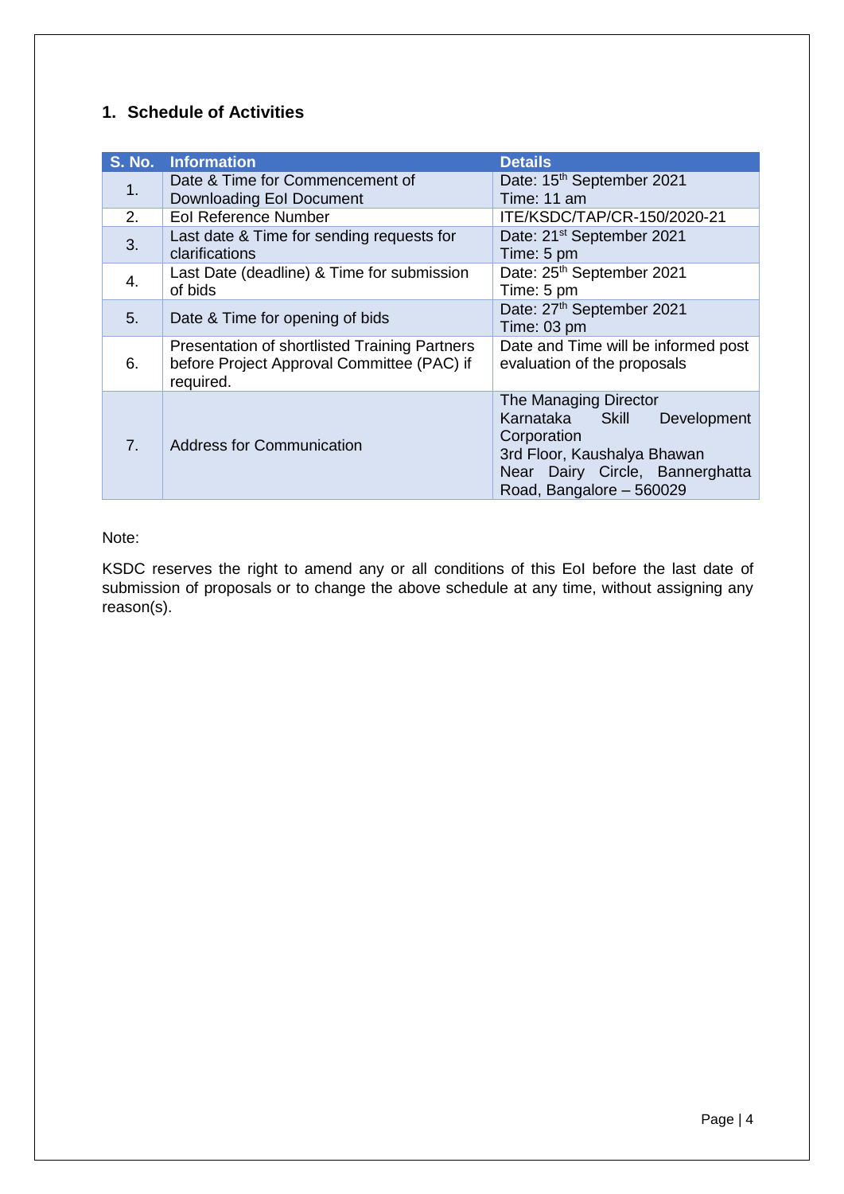## 1. Schedule of Activities

| S. No. | Information | Details |
|---|---|---|
| 1. | Date & Time for Commencement of Downloading EoI Document | Date: 15th September 2021<br>Time: 11 am |
| 2. | EoI Reference Number | ITE/KSDC/TAP/CR-150/2020-21 |
| 3. | Last date & Time for sending requests for clarifications | Date: 21st September 2021<br>Time: 5 pm |
| 4. | Last Date (deadline) & Time for submission of bids | Date: 25th September 2021<br>Time: 5 pm |
| 5. | Date & Time for opening of bids | Date: 27th September 2021<br>Time: 03 pm |
| 6. | Presentation of shortlisted Training Partners before Project Approval Committee (PAC) if required. | Date and Time will be informed post evaluation of the proposals |
| 7. | Address for Communication | The Managing Director<br>Karnataka Skill Development Corporation<br>3rd Floor, Kaushalya Bhawan<br>Near Dairy Circle, Bannerghatta Road, Bangalore – 560029 |

Note:

KSDC reserves the right to amend any or all conditions of this EoI before the last date of submission of proposals or to change the above schedule at any time, without assigning any reason(s).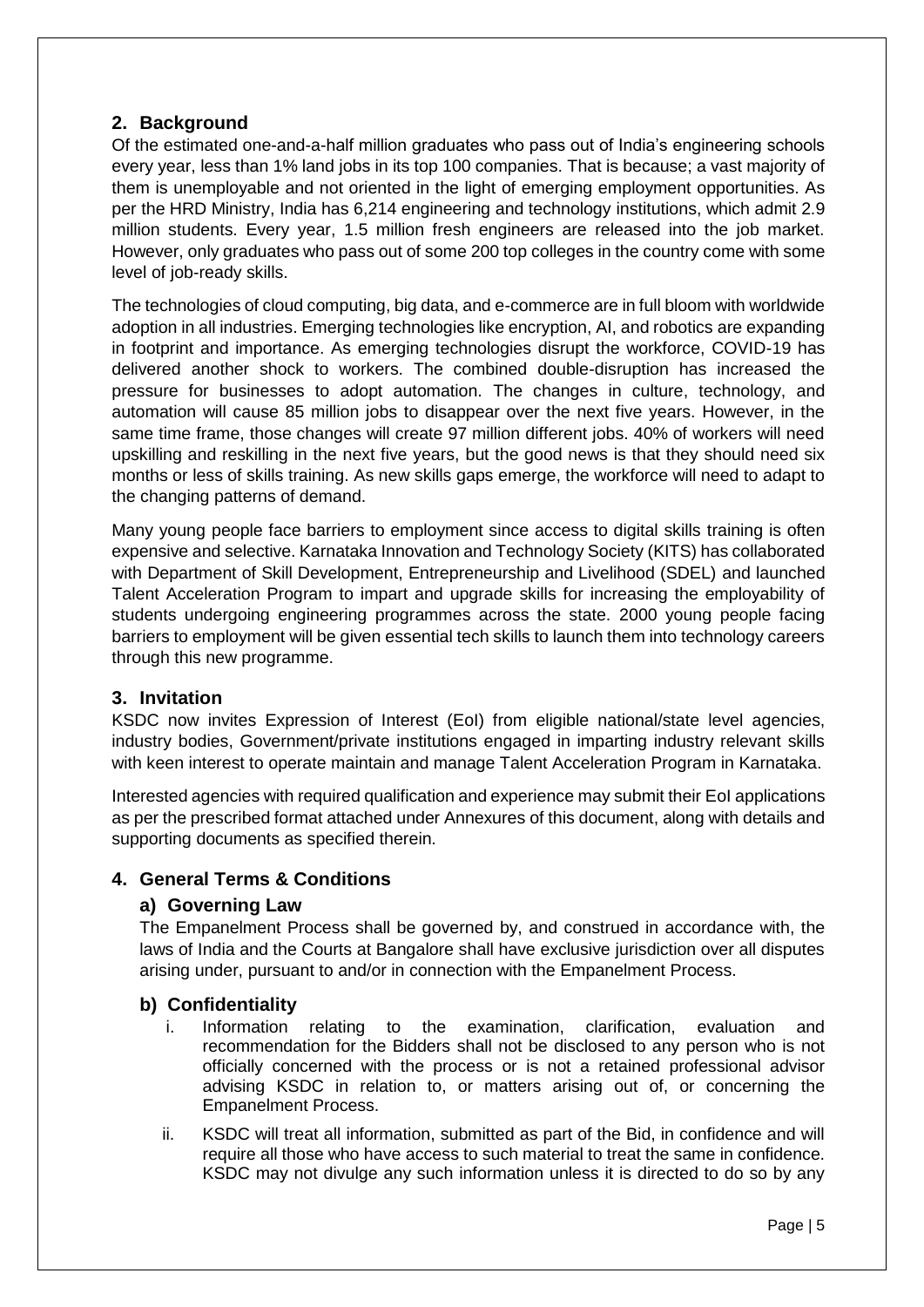## 2. Background

Of the estimated one-and-a-half million graduates who pass out of India's engineering schools every year, less than 1% land jobs in its top 100 companies. That is because; a vast majority of them is unemployable and not oriented in the light of emerging employment opportunities. As per the HRD Ministry, India has 6,214 engineering and technology institutions, which admit 2.9 million students. Every year, 1.5 million fresh engineers are released into the job market. However, only graduates who pass out of some 200 top colleges in the country come with some level of job-ready skills.

The technologies of cloud computing, big data, and e-commerce are in full bloom with worldwide adoption in all industries. Emerging technologies like encryption, AI, and robotics are expanding in footprint and importance. As emerging technologies disrupt the workforce, COVID-19 has delivered another shock to workers. The combined double-disruption has increased the pressure for businesses to adopt automation. The changes in culture, technology, and automation will cause 85 million jobs to disappear over the next five years. However, in the same time frame, those changes will create 97 million different jobs. 40% of workers will need upskilling and reskilling in the next five years, but the good news is that they should need six months or less of skills training. As new skills gaps emerge, the workforce will need to adapt to the changing patterns of demand.

Many young people face barriers to employment since access to digital skills training is often expensive and selective. Karnataka Innovation and Technology Society (KITS) has collaborated with Department of Skill Development, Entrepreneurship and Livelihood (SDEL) and launched Talent Acceleration Program to impart and upgrade skills for increasing the employability of students undergoing engineering programmes across the state. 2000 young people facing barriers to employment will be given essential tech skills to launch them into technology careers through this new programme.

## 3. Invitation

KSDC now invites Expression of Interest (EoI) from eligible national/state level agencies, industry bodies, Government/private institutions engaged in imparting industry relevant skills with keen interest to operate maintain and manage Talent Acceleration Program in Karnataka.

Interested agencies with required qualification and experience may submit their EoI applications as per the prescribed format attached under Annexures of this document, along with details and supporting documents as specified therein.

## 4. General Terms & Conditions

### a) Governing Law

The Empanelment Process shall be governed by, and construed in accordance with, the laws of India and the Courts at Bangalore shall have exclusive jurisdiction over all disputes arising under, pursuant to and/or in connection with the Empanelment Process.

### b) Confidentiality

i. Information relating to the examination, clarification, evaluation and recommendation for the Bidders shall not be disclosed to any person who is not officially concerned with the process or is not a retained professional advisor advising KSDC in relation to, or matters arising out of, or concerning the Empanelment Process.

ii. KSDC will treat all information, submitted as part of the Bid, in confidence and will require all those who have access to such material to treat the same in confidence. KSDC may not divulge any such information unless it is directed to do so by any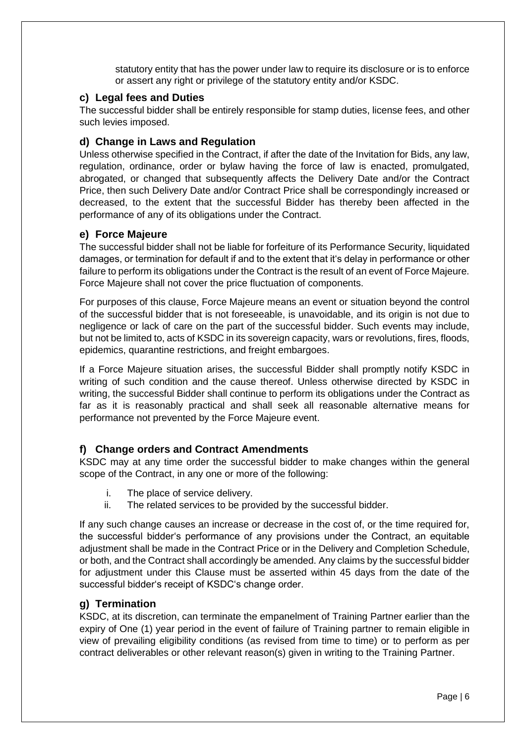statutory entity that has the power under law to require its disclosure or is to enforce or assert any right or privilege of the statutory entity and/or KSDC.

### c) Legal fees and Duties

The successful bidder shall be entirely responsible for stamp duties, license fees, and other such levies imposed.

### d) Change in Laws and Regulation

Unless otherwise specified in the Contract, if after the date of the Invitation for Bids, any law, regulation, ordinance, order or bylaw having the force of law is enacted, promulgated, abrogated, or changed that subsequently affects the Delivery Date and/or the Contract Price, then such Delivery Date and/or Contract Price shall be correspondingly increased or decreased, to the extent that the successful Bidder has thereby been affected in the performance of any of its obligations under the Contract.

### e) Force Majeure

The successful bidder shall not be liable for forfeiture of its Performance Security, liquidated damages, or termination for default if and to the extent that it's delay in performance or other failure to perform its obligations under the Contract is the result of an event of Force Majeure. Force Majeure shall not cover the price fluctuation of components.

For purposes of this clause, Force Majeure means an event or situation beyond the control of the successful bidder that is not foreseeable, is unavoidable, and its origin is not due to negligence or lack of care on the part of the successful bidder. Such events may include, but not be limited to, acts of KSDC in its sovereign capacity, wars or revolutions, fires, floods, epidemics, quarantine restrictions, and freight embargoes.

If a Force Majeure situation arises, the successful Bidder shall promptly notify KSDC in writing of such condition and the cause thereof. Unless otherwise directed by KSDC in writing, the successful Bidder shall continue to perform its obligations under the Contract as far as it is reasonably practical and shall seek all reasonable alternative means for performance not prevented by the Force Majeure event.

### f) Change orders and Contract Amendments

KSDC may at any time order the successful bidder to make changes within the general scope of the Contract, in any one or more of the following:

i. The place of service delivery.
ii. The related services to be provided by the successful bidder.

If any such change causes an increase or decrease in the cost of, or the time required for, the successful bidder's performance of any provisions under the Contract, an equitable adjustment shall be made in the Contract Price or in the Delivery and Completion Schedule, or both, and the Contract shall accordingly be amended. Any claims by the successful bidder for adjustment under this Clause must be asserted within 45 days from the date of the successful bidder's receipt of KSDC's change order.

### g) Termination

KSDC, at its discretion, can terminate the empanelment of Training Partner earlier than the expiry of One (1) year period in the event of failure of Training partner to remain eligible in view of prevailing eligibility conditions (as revised from time to time) or to perform as per contract deliverables or other relevant reason(s) given in writing to the Training Partner.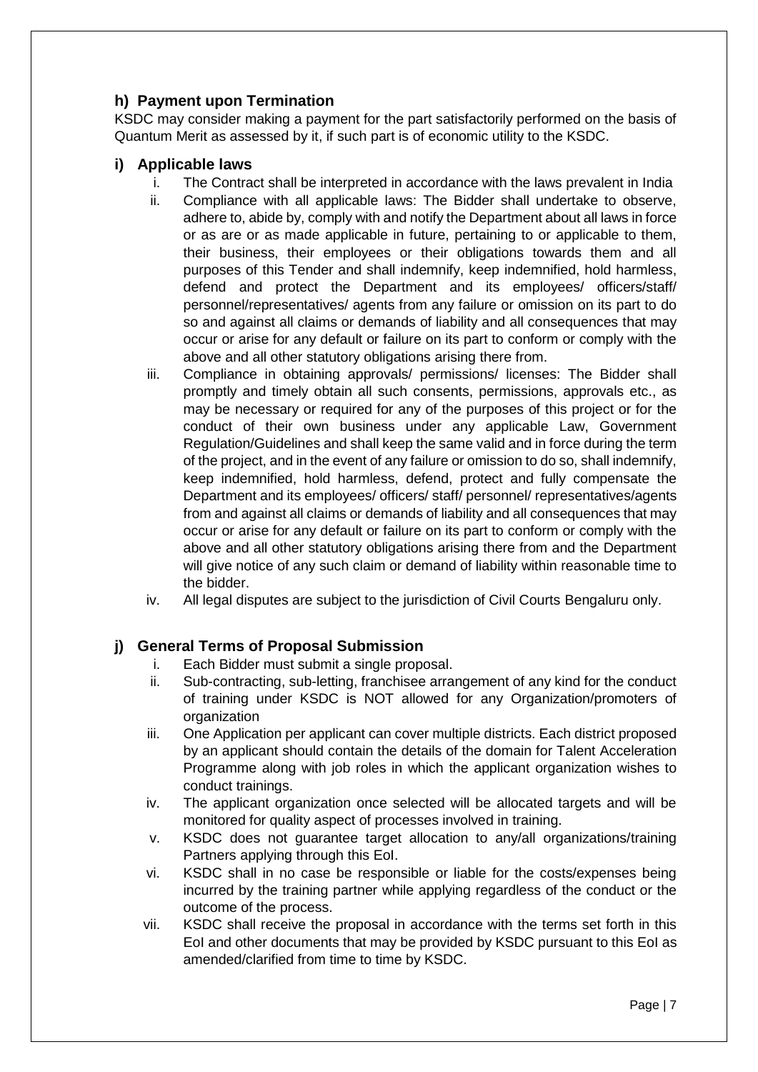### h) Payment upon Termination

KSDC may consider making a payment for the part satisfactorily performed on the basis of Quantum Merit as assessed by it, if such part is of economic utility to the KSDC.

### i) Applicable laws

i. The Contract shall be interpreted in accordance with the laws prevalent in India

ii. Compliance with all applicable laws: The Bidder shall undertake to observe, adhere to, abide by, comply with and notify the Department about all laws in force or as are or as made applicable in future, pertaining to or applicable to them, their business, their employees or their obligations towards them and all purposes of this Tender and shall indemnify, keep indemnified, hold harmless, defend and protect the Department and its employees/ officers/staff/ personnel/representatives/ agents from any failure or omission on its part to do so and against all claims or demands of liability and all consequences that may occur or arise for any default or failure on its part to conform or comply with the above and all other statutory obligations arising there from.

iii. Compliance in obtaining approvals/ permissions/ licenses: The Bidder shall promptly and timely obtain all such consents, permissions, approvals etc., as may be necessary or required for any of the purposes of this project or for the conduct of their own business under any applicable Law, Government Regulation/Guidelines and shall keep the same valid and in force during the term of the project, and in the event of any failure or omission to do so, shall indemnify, keep indemnified, hold harmless, defend, protect and fully compensate the Department and its employees/ officers/ staff/ personnel/ representatives/agents from and against all claims or demands of liability and all consequences that may occur or arise for any default or failure on its part to conform or comply with the above and all other statutory obligations arising there from and the Department will give notice of any such claim or demand of liability within reasonable time to the bidder.

iv. All legal disputes are subject to the jurisdiction of Civil Courts Bengaluru only.

### j) General Terms of Proposal Submission

i. Each Bidder must submit a single proposal.

ii. Sub-contracting, sub-letting, franchisee arrangement of any kind for the conduct of training under KSDC is NOT allowed for any Organization/promoters of organization

iii. One Application per applicant can cover multiple districts. Each district proposed by an applicant should contain the details of the domain for Talent Acceleration Programme along with job roles in which the applicant organization wishes to conduct trainings.

iv. The applicant organization once selected will be allocated targets and will be monitored for quality aspect of processes involved in training.

v. KSDC does not guarantee target allocation to any/all organizations/training Partners applying through this EoI.

vi. KSDC shall in no case be responsible or liable for the costs/expenses being incurred by the training partner while applying regardless of the conduct or the outcome of the process.

vii. KSDC shall receive the proposal in accordance with the terms set forth in this EoI and other documents that may be provided by KSDC pursuant to this EoI as amended/clarified from time to time by KSDC.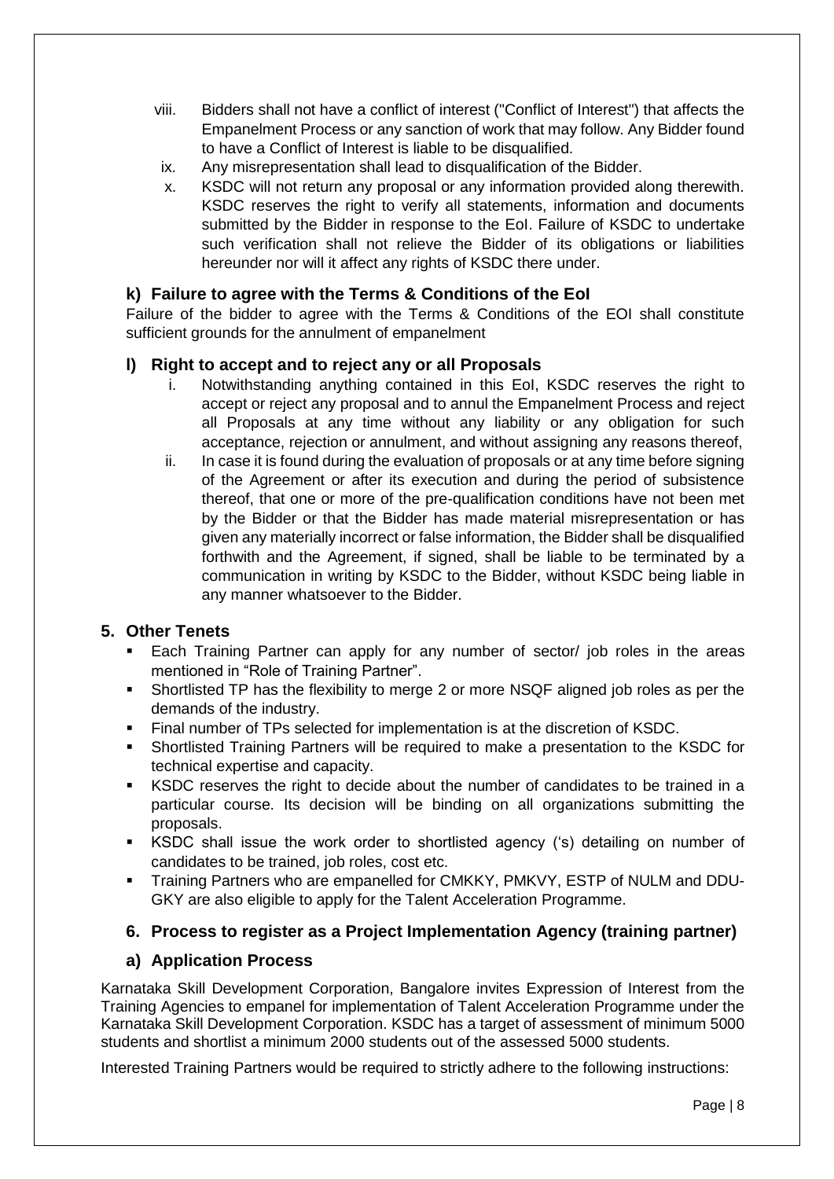viii. Bidders shall not have a conflict of interest ("Conflict of Interest") that affects the Empanelment Process or any sanction of work that may follow. Any Bidder found to have a Conflict of Interest is liable to be disqualified.

ix. Any misrepresentation shall lead to disqualification of the Bidder.

x. KSDC will not return any proposal or any information provided along therewith. KSDC reserves the right to verify all statements, information and documents submitted by the Bidder in response to the EoI. Failure of KSDC to undertake such verification shall not relieve the Bidder of its obligations or liabilities hereunder nor will it affect any rights of KSDC there under.

### k) Failure to agree with the Terms & Conditions of the EoI

Failure of the bidder to agree with the Terms & Conditions of the EOI shall constitute sufficient grounds for the annulment of empanelment

### l) Right to accept and to reject any or all Proposals

i. Notwithstanding anything contained in this EoI, KSDC reserves the right to accept or reject any proposal and to annul the Empanelment Process and reject all Proposals at any time without any liability or any obligation for such acceptance, rejection or annulment, and without assigning any reasons thereof,

ii. In case it is found during the evaluation of proposals or at any time before signing of the Agreement or after its execution and during the period of subsistence thereof, that one or more of the pre-qualification conditions have not been met by the Bidder or that the Bidder has made material misrepresentation or has given any materially incorrect or false information, the Bidder shall be disqualified forthwith and the Agreement, if signed, shall be liable to be terminated by a communication in writing by KSDC to the Bidder, without KSDC being liable in any manner whatsoever to the Bidder.

## 5. Other Tenets

- Each Training Partner can apply for any number of sector/ job roles in the areas mentioned in "Role of Training Partner".
- Shortlisted TP has the flexibility to merge 2 or more NSQF aligned job roles as per the demands of the industry.
- Final number of TPs selected for implementation is at the discretion of KSDC.
- Shortlisted Training Partners will be required to make a presentation to the KSDC for technical expertise and capacity.
- KSDC reserves the right to decide about the number of candidates to be trained in a particular course. Its decision will be binding on all organizations submitting the proposals.
- KSDC shall issue the work order to shortlisted agency ('s) detailing on number of candidates to be trained, job roles, cost etc.
- Training Partners who are empanelled for CMKKY, PMKVY, ESTP of NULM and DDU-GKY are also eligible to apply for the Talent Acceleration Programme.

## 6. Process to register as a Project Implementation Agency (training partner)

### a) Application Process

Karnataka Skill Development Corporation, Bangalore invites Expression of Interest from the Training Agencies to empanel for implementation of Talent Acceleration Programme under the Karnataka Skill Development Corporation. KSDC has a target of assessment of minimum 5000 students and shortlist a minimum 2000 students out of the assessed 5000 students.

Interested Training Partners would be required to strictly adhere to the following instructions: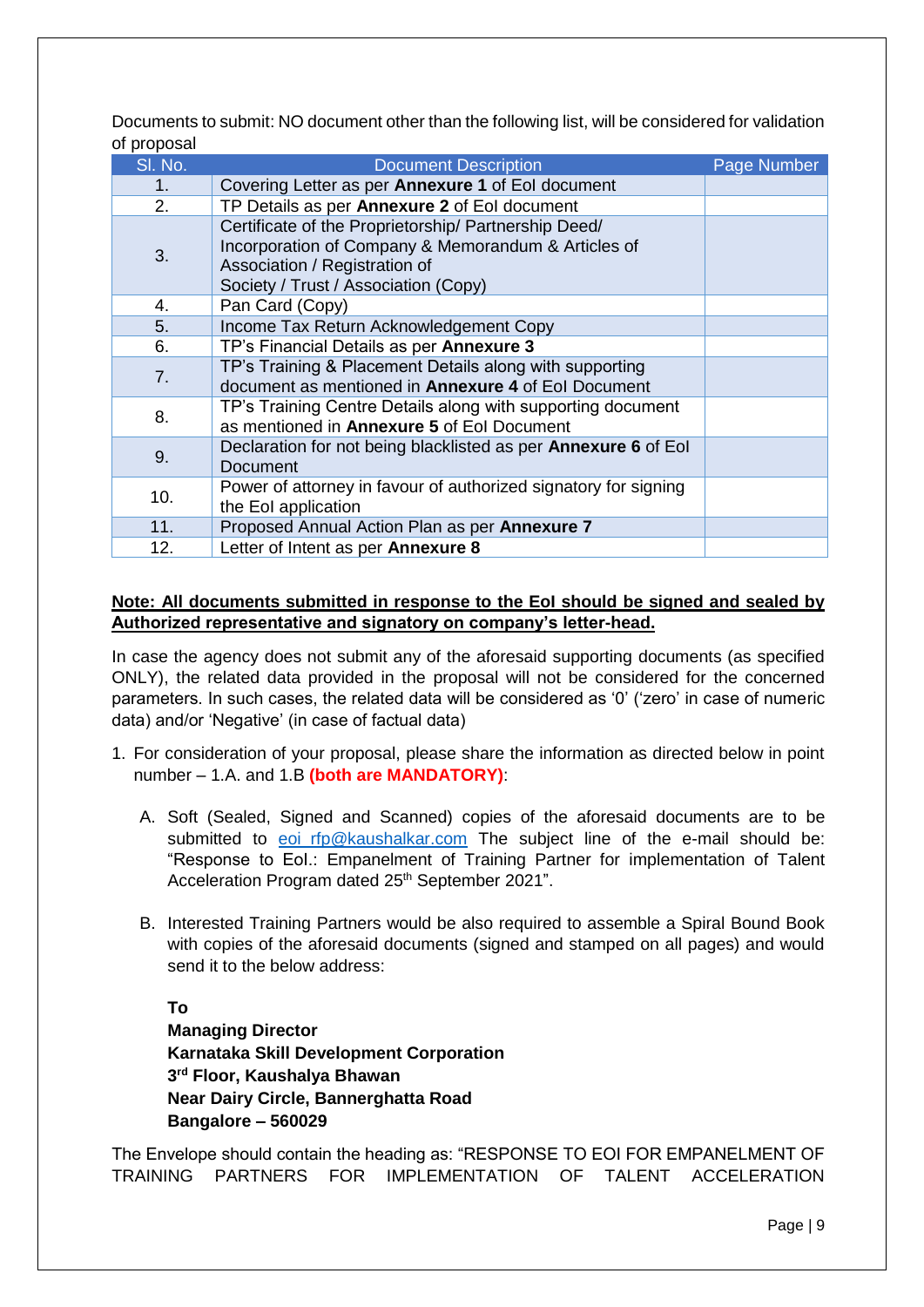Documents to submit: NO document other than the following list, will be considered for validation of proposal

| Sl. No. | Document Description | Page Number |
|---|---|---|
| 1. | Covering Letter as per **Annexure 1** of EoI document | |
| 2. | TP Details as per **Annexure 2** of EoI document | |
| 3. | Certificate of the Proprietorship/ Partnership Deed/ Incorporation of Company & Memorandum & Articles of Association / Registration of Society / Trust / Association (Copy) | |
| 4. | Pan Card (Copy) | |
| 5. | Income Tax Return Acknowledgement Copy | |
| 6. | TP's Financial Details as per **Annexure 3** | |
| 7. | TP's Training & Placement Details along with supporting document as mentioned in **Annexure 4** of EoI Document | |
| 8. | TP's Training Centre Details along with supporting document as mentioned in **Annexure 5** of EoI Document | |
| 9. | Declaration for not being blacklisted as per **Annexure 6** of EoI Document | |
| 10. | Power of attorney in favour of authorized signatory for signing the EoI application | |
| 11. | Proposed Annual Action Plan as per **Annexure 7** | |
| 12. | Letter of Intent as per **Annexure 8** | |

**Note: All documents submitted in response to the EoI should be signed and sealed by Authorized representative and signatory on company's letter-head.**

In case the agency does not submit any of the aforesaid supporting documents (as specified ONLY), the related data provided in the proposal will not be considered for the concerned parameters. In such cases, the related data will be considered as '0' ('zero' in case of numeric data) and/or 'Negative' (in case of factual data)

1. For consideration of your proposal, please share the information as directed below in point number – 1.A. and 1.B **(both are MANDATORY)**:

   A. Soft (Sealed, Signed and Scanned) copies of the aforesaid documents are to be submitted to eoi_rfp@kaushalkar.com The subject line of the e-mail should be: "Response to EoI.: Empanelment of Training Partner for implementation of Talent Acceleration Program dated 25th September 2021".

   B. Interested Training Partners would be also required to assemble a Spiral Bound Book with copies of the aforesaid documents (signed and stamped on all pages) and would send it to the below address:

   **To**
   **Managing Director**
   **Karnataka Skill Development Corporation**
   **3rd Floor, Kaushalya Bhawan**
   **Near Dairy Circle, Bannerghatta Road**
   **Bangalore – 560029**

The Envelope should contain the heading as: "RESPONSE TO EOI FOR EMPANELMENT OF TRAINING PARTNERS FOR IMPLEMENTATION OF TALENT ACCELERATION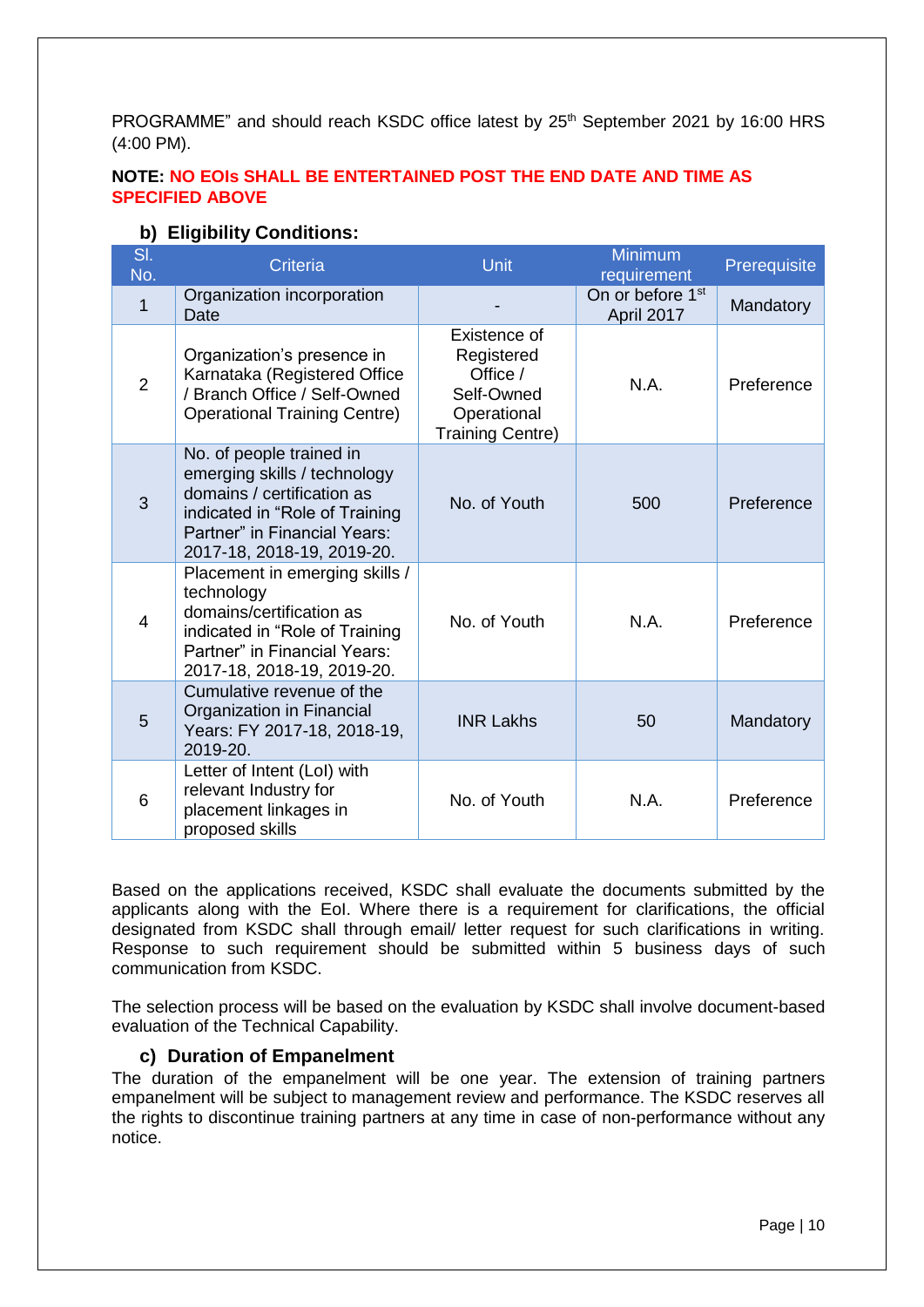PROGRAMME" and should reach KSDC office latest by 25th September 2021 by 16:00 HRS (4:00 PM).

**NOTE: NO EOIs SHALL BE ENTERTAINED POST THE END DATE AND TIME AS SPECIFIED ABOVE**

### b) Eligibility Conditions:

| Sl. No. | Criteria | Unit | Minimum requirement | Prerequisite |
|---|---|---|---|---|
| 1 | Organization incorporation Date | - | On or before 1st April 2017 | Mandatory |
| 2 | Organization's presence in Karnataka (Registered Office / Branch Office / Self-Owned Operational Training Centre) | Existence of Registered Office / Self-Owned Operational Training Centre) | N.A. | Preference |
| 3 | No. of people trained in emerging skills / technology domains / certification as indicated in "Role of Training Partner" in Financial Years: 2017-18, 2018-19, 2019-20. | No. of Youth | 500 | Preference |
| 4 | Placement in emerging skills / technology domains/certification as indicated in "Role of Training Partner" in Financial Years: 2017-18, 2018-19, 2019-20. | No. of Youth | N.A. | Preference |
| 5 | Cumulative revenue of the Organization in Financial Years: FY 2017-18, 2018-19, 2019-20. | INR Lakhs | 50 | Mandatory |
| 6 | Letter of Intent (LoI) with relevant Industry for placement linkages in proposed skills | No. of Youth | N.A. | Preference |

Based on the applications received, KSDC shall evaluate the documents submitted by the applicants along with the EoI. Where there is a requirement for clarifications, the official designated from KSDC shall through email/ letter request for such clarifications in writing. Response to such requirement should be submitted within 5 business days of such communication from KSDC.

The selection process will be based on the evaluation by KSDC shall involve document-based evaluation of the Technical Capability.

### c) Duration of Empanelment

The duration of the empanelment will be one year. The extension of training partners empanelment will be subject to management review and performance. The KSDC reserves all the rights to discontinue training partners at any time in case of non-performance without any notice.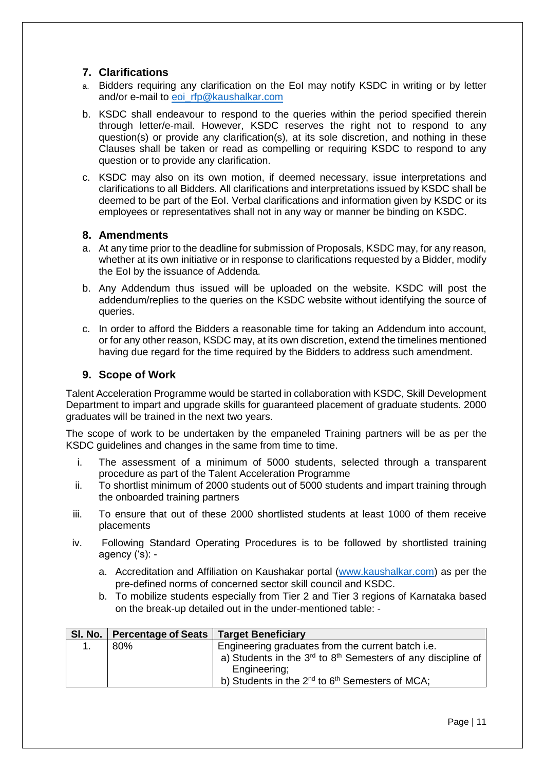## 7. Clarifications

a. Bidders requiring any clarification on the EoI may notify KSDC in writing or by letter and/or e-mail to eoi_rfp@kaushalkar.com

b. KSDC shall endeavour to respond to the queries within the period specified therein through letter/e-mail. However, KSDC reserves the right not to respond to any question(s) or provide any clarification(s), at its sole discretion, and nothing in these Clauses shall be taken or read as compelling or requiring KSDC to respond to any question or to provide any clarification.

c. KSDC may also on its own motion, if deemed necessary, issue interpretations and clarifications to all Bidders. All clarifications and interpretations issued by KSDC shall be deemed to be part of the EoI. Verbal clarifications and information given by KSDC or its employees or representatives shall not in any way or manner be binding on KSDC.

## 8. Amendments

a. At any time prior to the deadline for submission of Proposals, KSDC may, for any reason, whether at its own initiative or in response to clarifications requested by a Bidder, modify the EoI by the issuance of Addenda.

b. Any Addendum thus issued will be uploaded on the website. KSDC will post the addendum/replies to the queries on the KSDC website without identifying the source of queries.

c. In order to afford the Bidders a reasonable time for taking an Addendum into account, or for any other reason, KSDC may, at its own discretion, extend the timelines mentioned having due regard for the time required by the Bidders to address such amendment.

## 9. Scope of Work

Talent Acceleration Programme would be started in collaboration with KSDC, Skill Development Department to impart and upgrade skills for guaranteed placement of graduate students. 2000 graduates will be trained in the next two years.

The scope of work to be undertaken by the empaneled Training partners will be as per the KSDC guidelines and changes in the same from time to time.

i. The assessment of a minimum of 5000 students, selected through a transparent procedure as part of the Talent Acceleration Programme

ii. To shortlist minimum of 2000 students out of 5000 students and impart training through the onboarded training partners

iii. To ensure that out of these 2000 shortlisted students at least 1000 of them receive placements

iv. Following Standard Operating Procedures is to be followed by shortlisted training agency ('s): -

   a. Accreditation and Affiliation on Kaushakar portal (www.kaushalkar.com) as per the pre-defined norms of concerned sector skill council and KSDC.

   b. To mobilize students especially from Tier 2 and Tier 3 regions of Karnataka based on the break-up detailed out in the under-mentioned table: -

| Sl. No. | Percentage of Seats | Target Beneficiary |
|---|---|---|
| 1. | 80% | Engineering graduates from the current batch i.e.<br>a) Students in the 3rd to 8th Semesters of any discipline of Engineering;<br>b) Students in the 2nd to 6th Semesters of MCA; |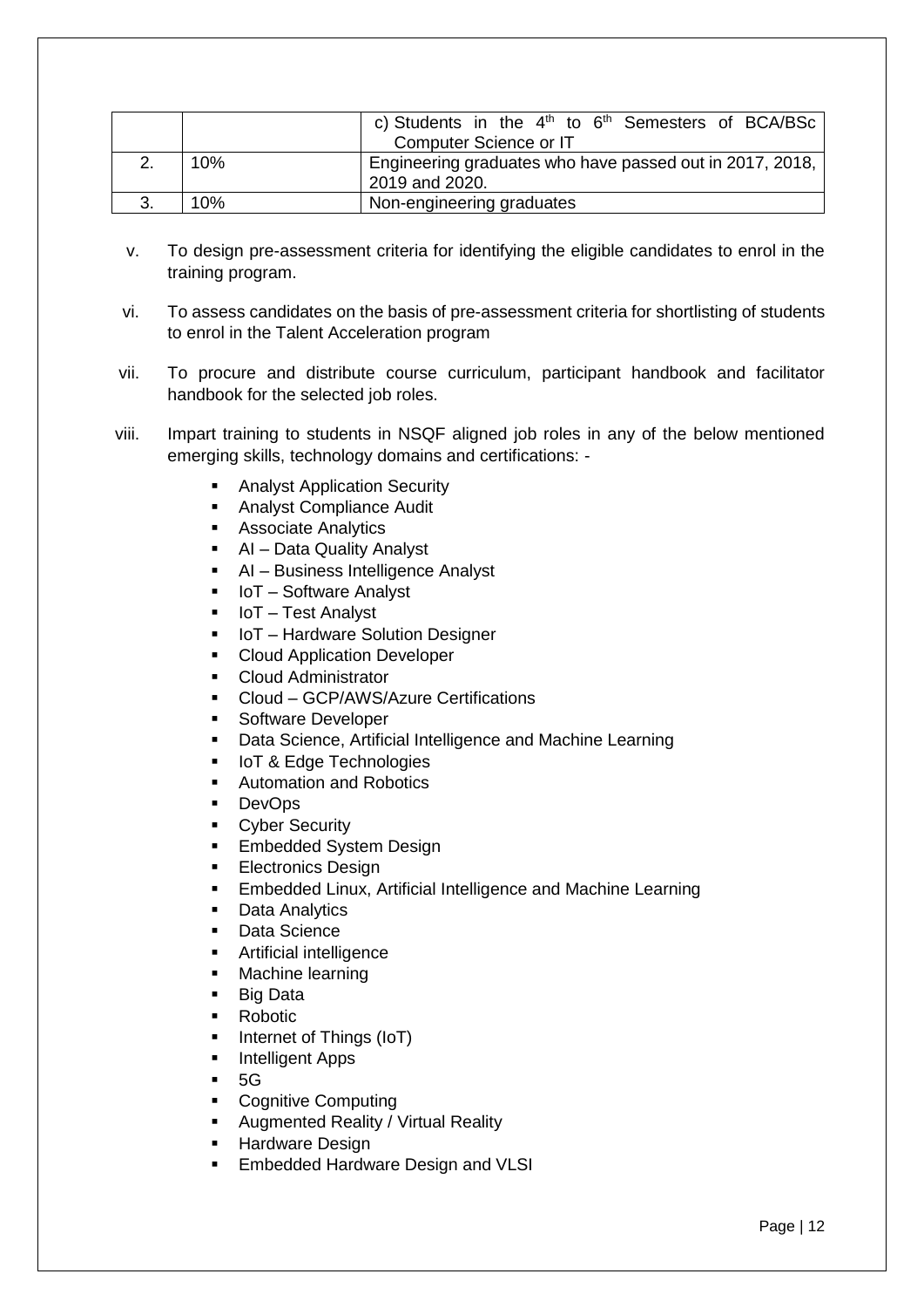| | | c) Students in the 4th to 6th Semesters of BCA/BSc Computer Science or IT |
|---|---|---|
| 2. | 10% | Engineering graduates who have passed out in 2017, 2018, 2019 and 2020. |
| 3. | 10% | Non-engineering graduates |

v. To design pre-assessment criteria for identifying the eligible candidates to enrol in the training program.

vi. To assess candidates on the basis of pre-assessment criteria for shortlisting of students to enrol in the Talent Acceleration program

vii. To procure and distribute course curriculum, participant handbook and facilitator handbook for the selected job roles.

viii. Impart training to students in NSQF aligned job roles in any of the below mentioned emerging skills, technology domains and certifications: -

- Analyst Application Security
- Analyst Compliance Audit
- Associate Analytics
- AI – Data Quality Analyst
- AI – Business Intelligence Analyst
- IoT – Software Analyst
- IoT – Test Analyst
- IoT – Hardware Solution Designer
- Cloud Application Developer
- Cloud Administrator
- Cloud – GCP/AWS/Azure Certifications
- Software Developer
- Data Science, Artificial Intelligence and Machine Learning
- IoT & Edge Technologies
- Automation and Robotics
- DevOps
- Cyber Security
- Embedded System Design
- Electronics Design
- Embedded Linux, Artificial Intelligence and Machine Learning
- Data Analytics
- Data Science
- Artificial intelligence
- Machine learning
- Big Data
- Robotic
- Internet of Things (IoT)
- Intelligent Apps
- 5G
- Cognitive Computing
- Augmented Reality / Virtual Reality
- Hardware Design
- Embedded Hardware Design and VLSI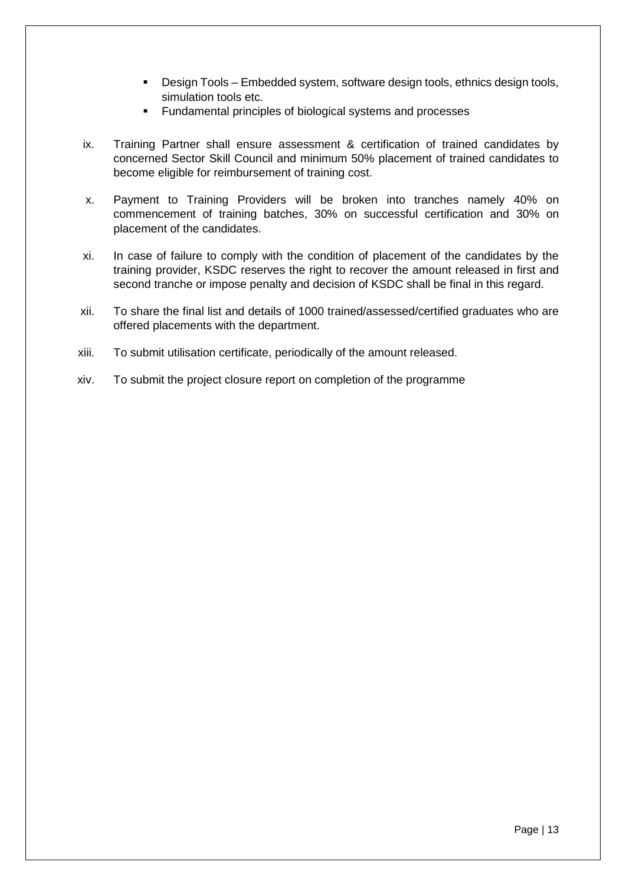- Design Tools – Embedded system, software design tools, ethnics design tools, simulation tools etc.
- Fundamental principles of biological systems and processes

ix. Training Partner shall ensure assessment & certification of trained candidates by concerned Sector Skill Council and minimum 50% placement of trained candidates to become eligible for reimbursement of training cost.

x. Payment to Training Providers will be broken into tranches namely 40% on commencement of training batches, 30% on successful certification and 30% on placement of the candidates.

xi. In case of failure to comply with the condition of placement of the candidates by the training provider, KSDC reserves the right to recover the amount released in first and second tranche or impose penalty and decision of KSDC shall be final in this regard.

xii. To share the final list and details of 1000 trained/assessed/certified graduates who are offered placements with the department.

xiii. To submit utilisation certificate, periodically of the amount released.

xiv. To submit the project closure report on completion of the programme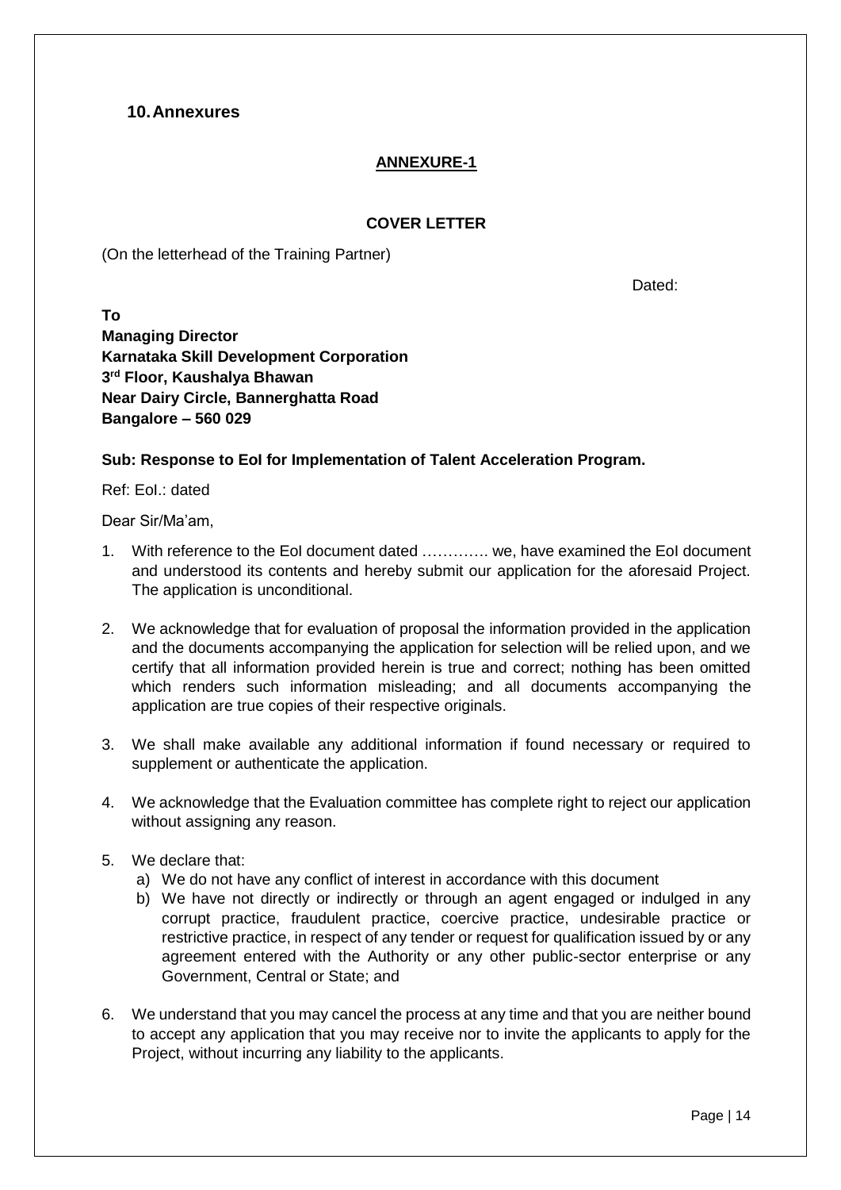## 10. Annexures

### ANNEXURE-1

**COVER LETTER**

(On the letterhead of the Training Partner)

Dated:

**To**
**Managing Director**
**Karnataka Skill Development Corporation**
**3rd Floor, Kaushalya Bhawan**
**Near Dairy Circle, Bannerghatta Road**
**Bangalore – 560 029**

**Sub: Response to EoI for Implementation of Talent Acceleration Program.**

Ref: EoI.: dated

Dear Sir/Ma'am,

1. With reference to the EoI document dated …………. we, have examined the EoI document and understood its contents and hereby submit our application for the aforesaid Project. The application is unconditional.

2. We acknowledge that for evaluation of proposal the information provided in the application and the documents accompanying the application for selection will be relied upon, and we certify that all information provided herein is true and correct; nothing has been omitted which renders such information misleading; and all documents accompanying the application are true copies of their respective originals.

3. We shall make available any additional information if found necessary or required to supplement or authenticate the application.

4. We acknowledge that the Evaluation committee has complete right to reject our application without assigning any reason.

5. We declare that:
   a) We do not have any conflict of interest in accordance with this document
   b) We have not directly or indirectly or through an agent engaged or indulged in any corrupt practice, fraudulent practice, coercive practice, undesirable practice or restrictive practice, in respect of any tender or request for qualification issued by or any agreement entered with the Authority or any other public-sector enterprise or any Government, Central or State; and

6. We understand that you may cancel the process at any time and that you are neither bound to accept any application that you may receive nor to invite the applicants to apply for the Project, without incurring any liability to the applicants.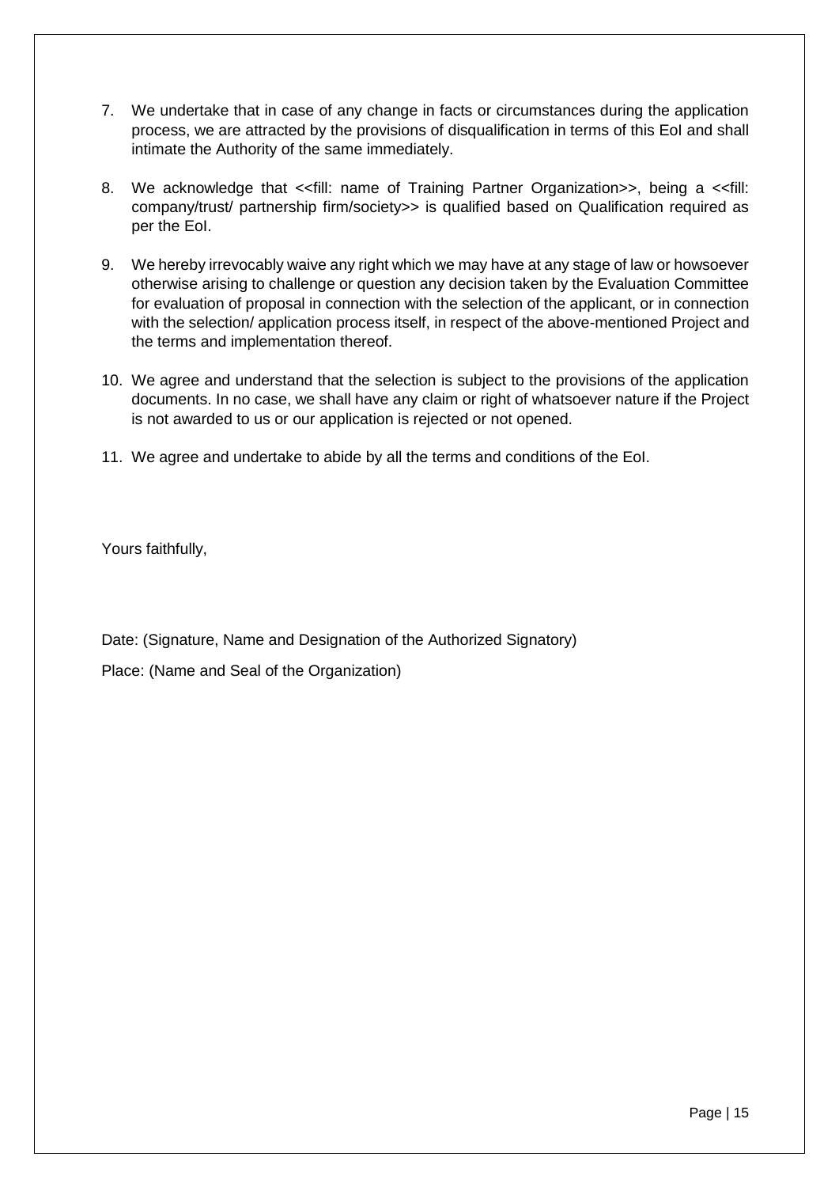7. We undertake that in case of any change in facts or circumstances during the application process, we are attracted by the provisions of disqualification in terms of this EoI and shall intimate the Authority of the same immediately.

8. We acknowledge that <<fill: name of Training Partner Organization>>, being a <<fill: company/trust/ partnership firm/society>> is qualified based on Qualification required as per the EoI.

9. We hereby irrevocably waive any right which we may have at any stage of law or howsoever otherwise arising to challenge or question any decision taken by the Evaluation Committee for evaluation of proposal in connection with the selection of the applicant, or in connection with the selection/ application process itself, in respect of the above-mentioned Project and the terms and implementation thereof.

10. We agree and understand that the selection is subject to the provisions of the application documents. In no case, we shall have any claim or right of whatsoever nature if the Project is not awarded to us or our application is rejected or not opened.

11. We agree and undertake to abide by all the terms and conditions of the EoI.

Yours faithfully,

Date: (Signature, Name and Designation of the Authorized Signatory)

Place: (Name and Seal of the Organization)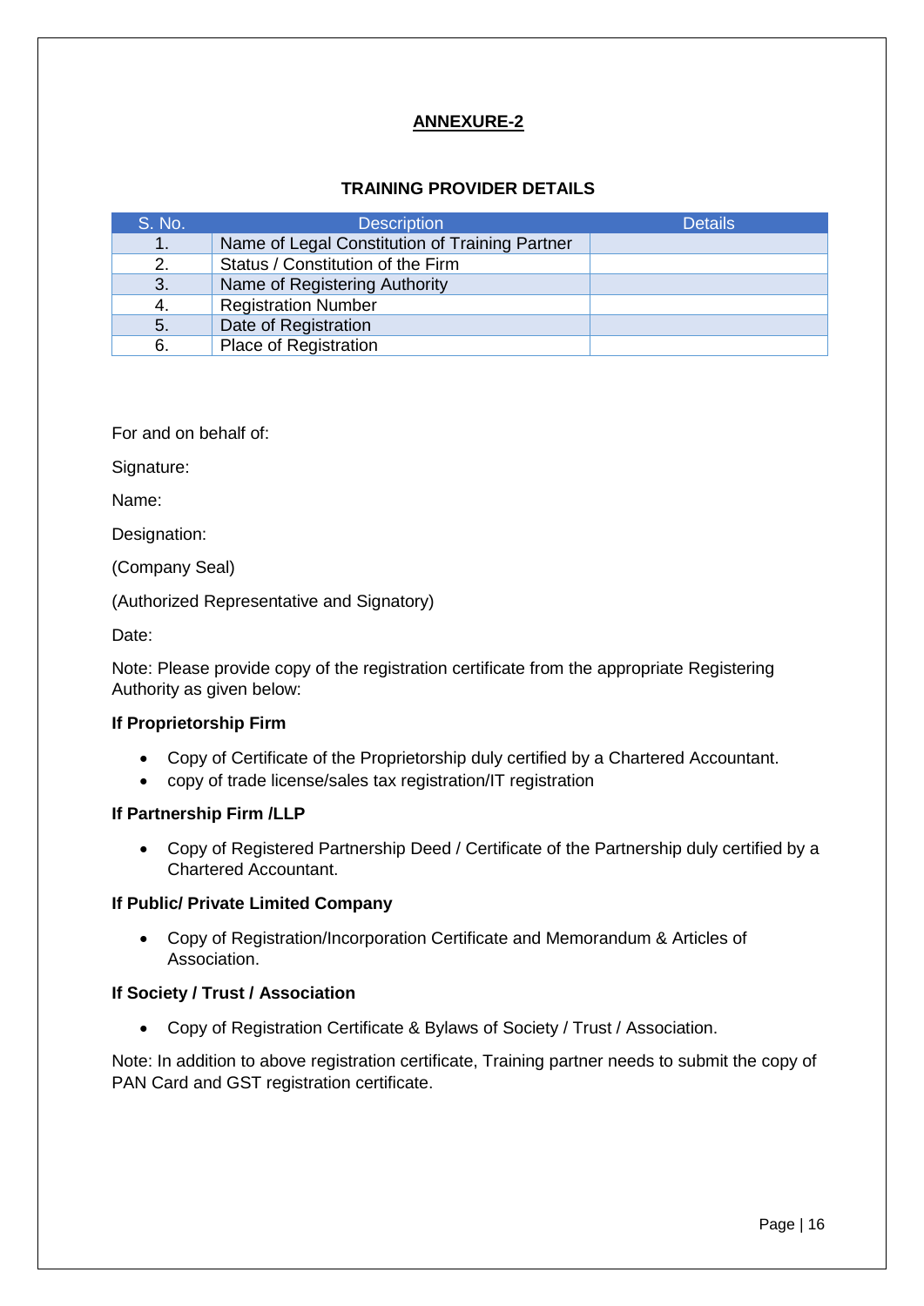# ANNEXURE-2

## TRAINING PROVIDER DETAILS

| S. No. | Description | Details |
|---|---|---|
| 1. | Name of Legal Constitution of Training Partner | |
| 2. | Status / Constitution of the Firm | |
| 3. | Name of Registering Authority | |
| 4. | Registration Number | |
| 5. | Date of Registration | |
| 6. | Place of Registration | |

For and on behalf of:

Signature:

Name:

Designation:

(Company Seal)

(Authorized Representative and Signatory)

Date:

Note: Please provide copy of the registration certificate from the appropriate Registering Authority as given below:

**If Proprietorship Firm**

- Copy of Certificate of the Proprietorship duly certified by a Chartered Accountant.
- copy of trade license/sales tax registration/IT registration

**If Partnership Firm /LLP**

- Copy of Registered Partnership Deed / Certificate of the Partnership duly certified by a Chartered Accountant.

**If Public/ Private Limited Company**

- Copy of Registration/Incorporation Certificate and Memorandum & Articles of Association.

**If Society / Trust / Association**

- Copy of Registration Certificate & Bylaws of Society / Trust / Association.

Note: In addition to above registration certificate, Training partner needs to submit the copy of PAN Card and GST registration certificate.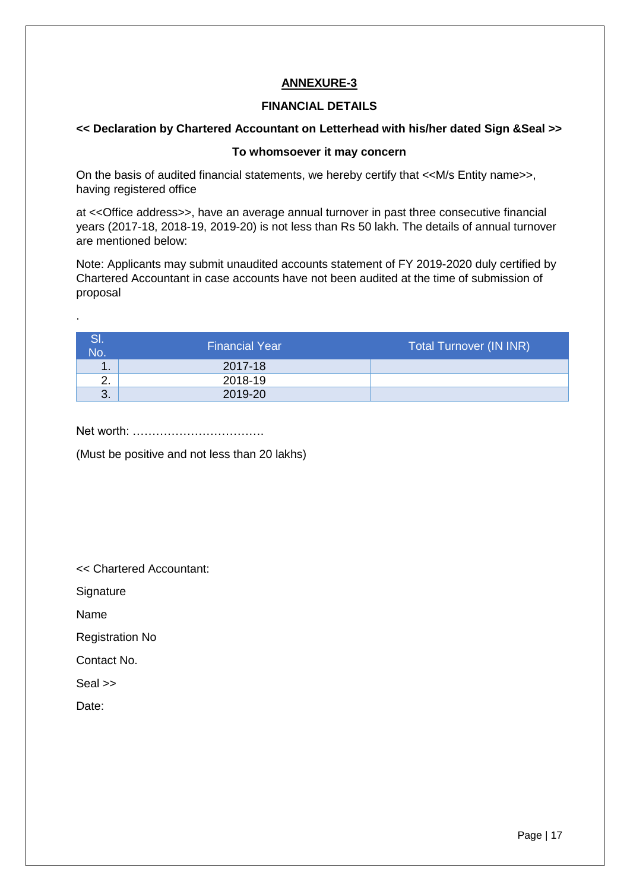## ANNEXURE-3

### FINANCIAL DETAILS

**<< Declaration by Chartered Accountant on Letterhead with his/her dated Sign &Seal >>**

**To whomsoever it may concern**

On the basis of audited financial statements, we hereby certify that <<M/s Entity name>>, having registered office

at <<Office address>>, have an average annual turnover in past three consecutive financial years (2017-18, 2018-19, 2019-20) is not less than Rs 50 lakh. The details of annual turnover are mentioned below:

Note: Applicants may submit unaudited accounts statement of FY 2019-2020 duly certified by Chartered Accountant in case accounts have not been audited at the time of submission of proposal

.

| Sl. No. | Financial Year | Total Turnover (IN INR) |
|---|---|---|
| 1. | 2017-18 | |
| 2. | 2018-19 | |
| 3. | 2019-20 | |

Net worth: …………………………….

(Must be positive and not less than 20 lakhs)

<< Chartered Accountant:

Signature

Name

Registration No

Contact No.

Seal >>

Date: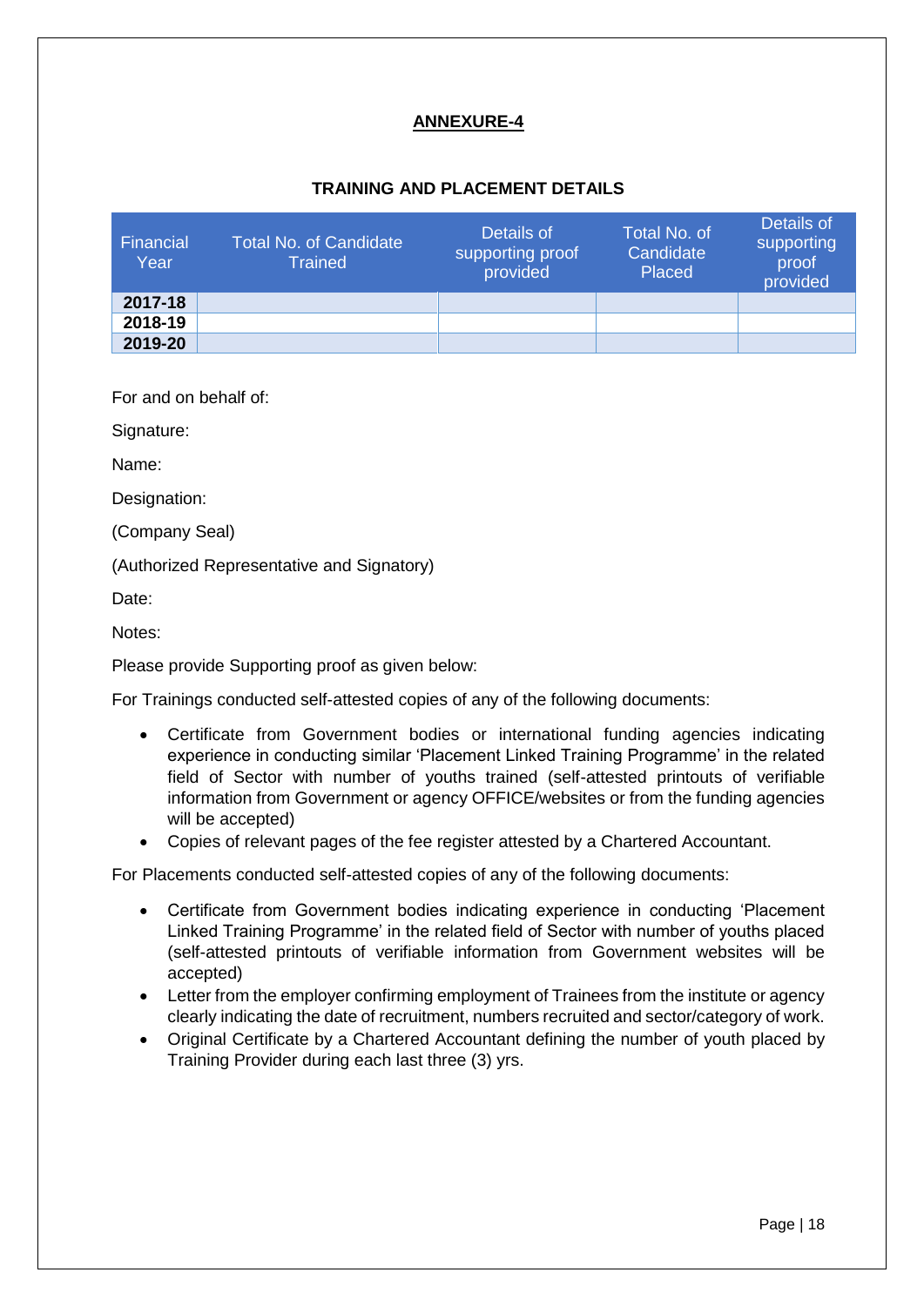## ANNEXURE-4

### TRAINING AND PLACEMENT DETAILS

| Financial Year | Total No. of Candidate Trained | Details of supporting proof provided | Total No. of Candidate Placed | Details of supporting proof provided |
|---|---|---|---|---|
| **2017-18** | | | | |
| **2018-19** | | | | |
| **2019-20** | | | | |

For and on behalf of:

Signature:

Name:

Designation:

(Company Seal)

(Authorized Representative and Signatory)

Date:

Notes:

Please provide Supporting proof as given below:

For Trainings conducted self-attested copies of any of the following documents:

- Certificate from Government bodies or international funding agencies indicating experience in conducting similar 'Placement Linked Training Programme' in the related field of Sector with number of youths trained (self-attested printouts of verifiable information from Government or agency OFFICE/websites or from the funding agencies will be accepted)
- Copies of relevant pages of the fee register attested by a Chartered Accountant.

For Placements conducted self-attested copies of any of the following documents:

- Certificate from Government bodies indicating experience in conducting 'Placement Linked Training Programme' in the related field of Sector with number of youths placed (self-attested printouts of verifiable information from Government websites will be accepted)
- Letter from the employer confirming employment of Trainees from the institute or agency clearly indicating the date of recruitment, numbers recruited and sector/category of work.
- Original Certificate by a Chartered Accountant defining the number of youth placed by Training Provider during each last three (3) yrs.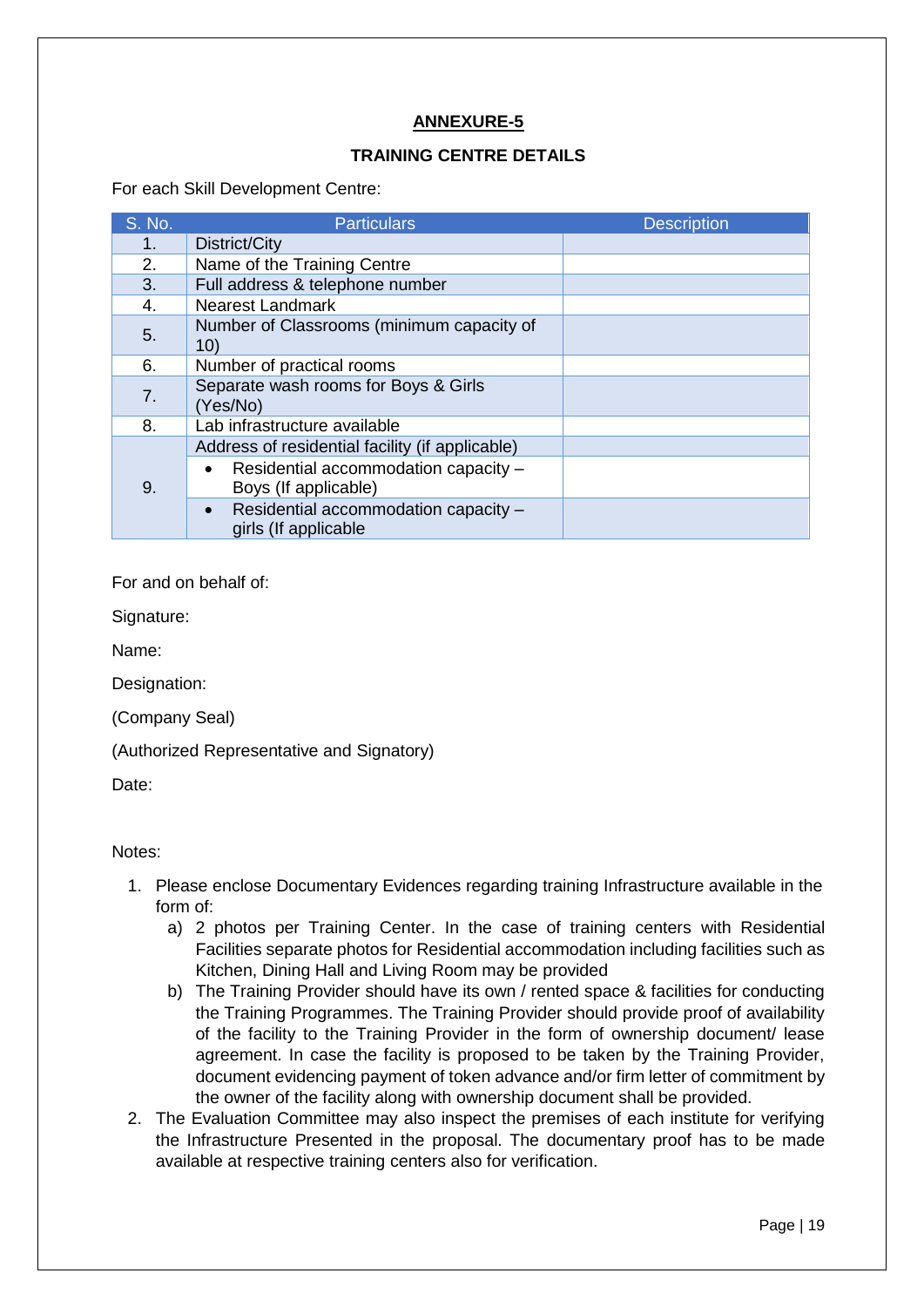# ANNEXURE-5

## TRAINING CENTRE DETAILS

For each Skill Development Centre:

| S. No. | Particulars | Description |
|---|---|---|
| 1. | District/City | |
| 2. | Name of the Training Centre | |
| 3. | Full address & telephone number | |
| 4. | Nearest Landmark | |
| 5. | Number of Classrooms (minimum capacity of 10) | |
| 6. | Number of practical rooms | |
| 7. | Separate wash rooms for Boys & Girls (Yes/No) | |
| 8. | Lab infrastructure available | |
| 9. | Address of residential facility (if applicable) | |
| | • Residential accommodation capacity – Boys (If applicable) | |
| | • Residential accommodation capacity – girls (If applicable | |

For and on behalf of:

Signature:

Name:

Designation:

(Company Seal)

(Authorized Representative and Signatory)

Date:

Notes:

1. Please enclose Documentary Evidences regarding training Infrastructure available in the form of:
   a) 2 photos per Training Center. In the case of training centers with Residential Facilities separate photos for Residential accommodation including facilities such as Kitchen, Dining Hall and Living Room may be provided
   b) The Training Provider should have its own / rented space & facilities for conducting the Training Programmes. The Training Provider should provide proof of availability of the facility to the Training Provider in the form of ownership document/ lease agreement. In case the facility is proposed to be taken by the Training Provider, document evidencing payment of token advance and/or firm letter of commitment by the owner of the facility along with ownership document shall be provided.
2. The Evaluation Committee may also inspect the premises of each institute for verifying the Infrastructure Presented in the proposal. The documentary proof has to be made available at respective training centers also for verification.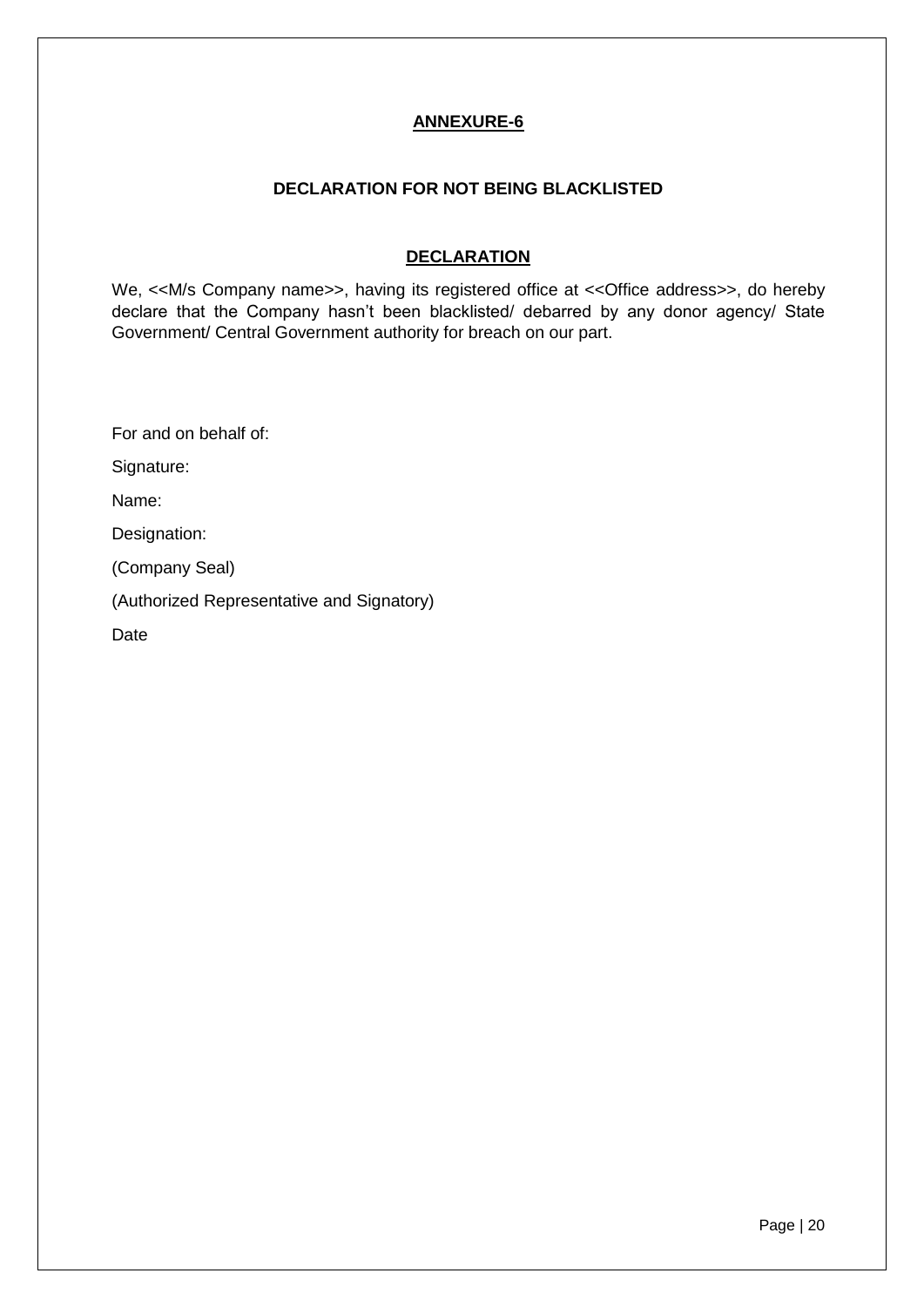## ANNEXURE-6

### DECLARATION FOR NOT BEING BLACKLISTED

### DECLARATION

We, <<M/s Company name>>, having its registered office at <<Office address>>, do hereby declare that the Company hasn't been blacklisted/ debarred by any donor agency/ State Government/ Central Government authority for breach on our part.

For and on behalf of:

Signature:

Name:

Designation:

(Company Seal)

(Authorized Representative and Signatory)

Date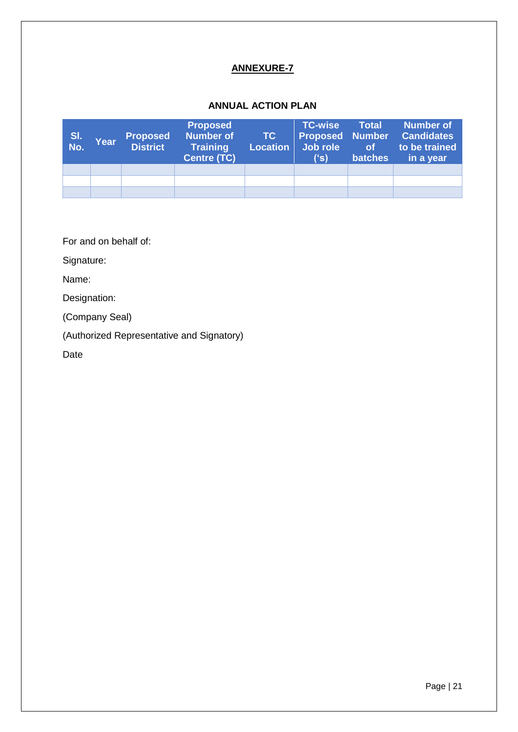## ANNEXURE-7

### ANNUAL ACTION PLAN

| Sl. No. | Year | Proposed District | Proposed Number of Training Centre (TC) | TC Location | TC-wise Proposed Job role (‘s) | Total Number of batches | Number of Candidates to be trained in a year |
|---|---|---|---|---|---|---|---|
| | | | | | | | |
| | | | | | | | |
| | | | | | | | |

For and on behalf of:

Signature:

Name:

Designation:

(Company Seal)

(Authorized Representative and Signatory)

Date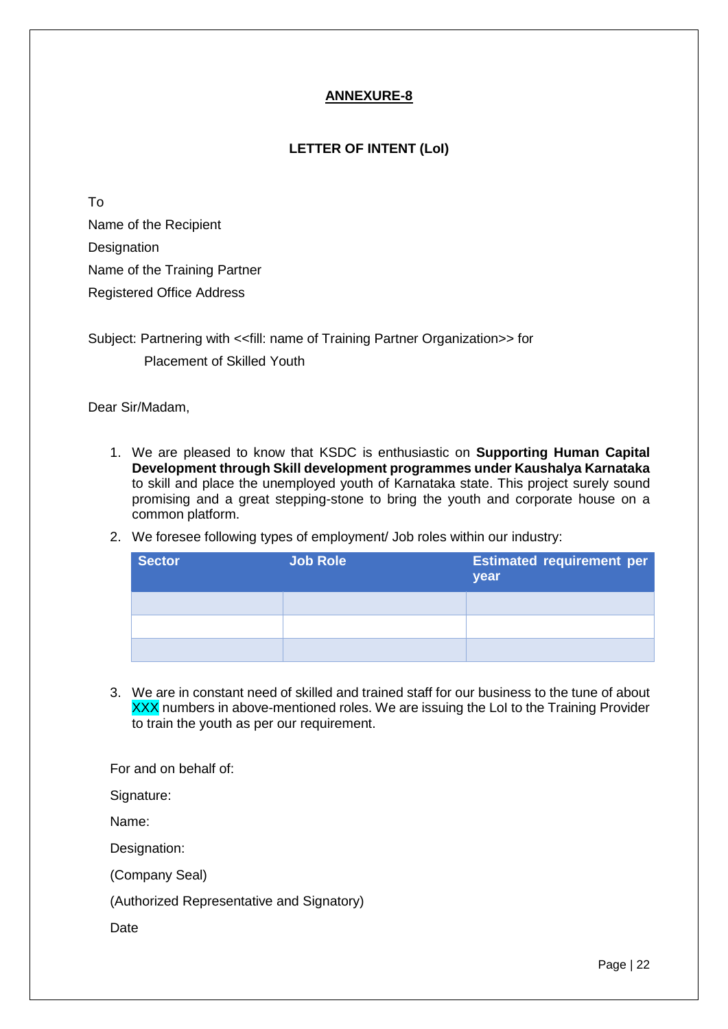## ANNEXURE-8

### LETTER OF INTENT (LoI)

To

Name of the Recipient

Designation

Name of the Training Partner

Registered Office Address

Subject: Partnering with <<fill: name of Training Partner Organization>> for Placement of Skilled Youth

Dear Sir/Madam,

1. We are pleased to know that KSDC is enthusiastic on **Supporting Human Capital Development through Skill development programmes under Kaushalya Karnataka** to skill and place the unemployed youth of Karnataka state. This project surely sound promising and a great stepping-stone to bring the youth and corporate house on a common platform.
2. We foresee following types of employment/ Job roles within our industry:

| Sector | Job Role | Estimated requirement per year |
|---|---|---|
| | | |
| | | |
| | | |

3. We are in constant need of skilled and trained staff for our business to the tune of about XXX numbers in above-mentioned roles. We are issuing the LoI to the Training Provider to train the youth as per our requirement.

For and on behalf of:

Signature:

Name:

Designation:

(Company Seal)

(Authorized Representative and Signatory)

Date